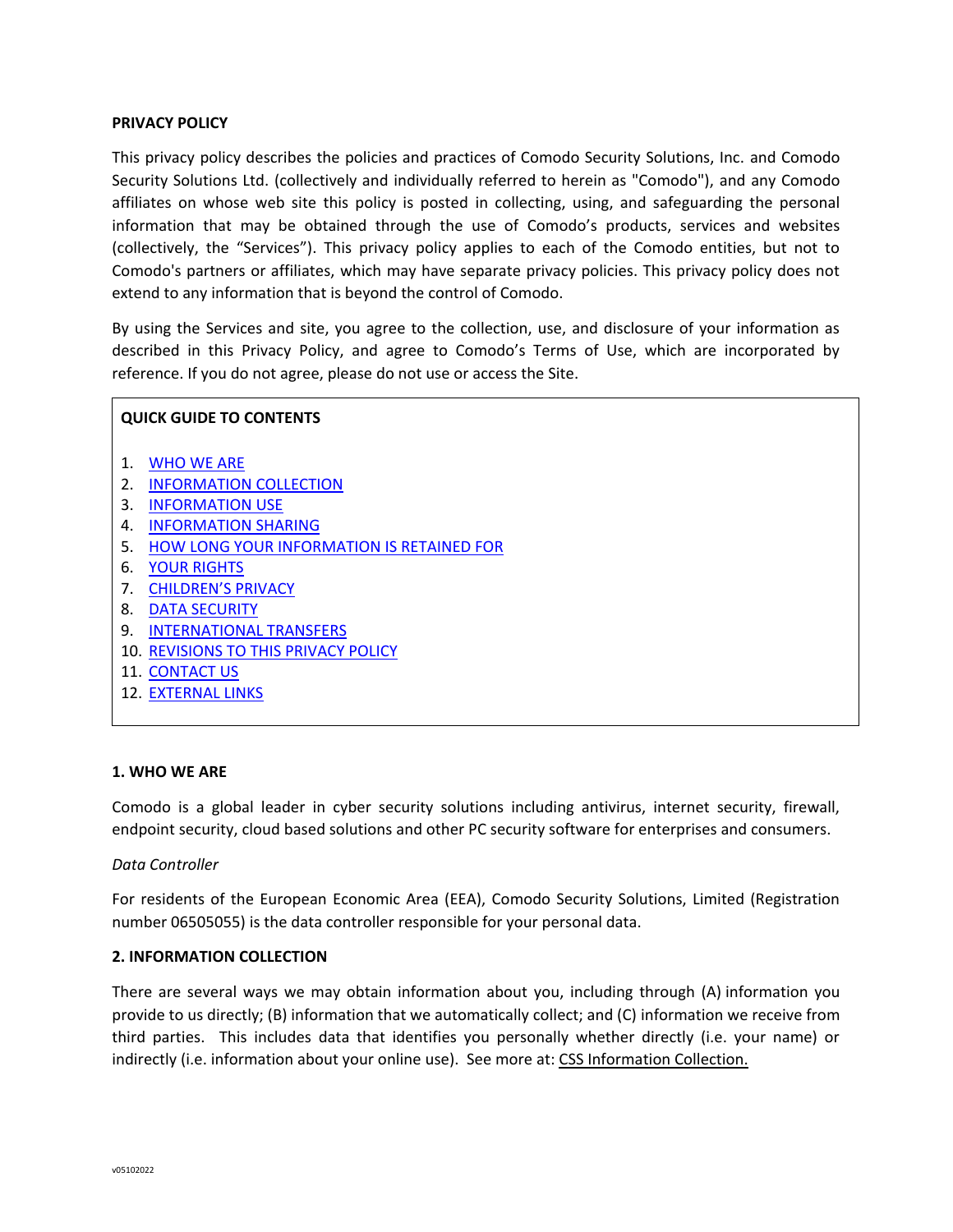# PRIVACY POLICY

This privacy policy describes the policies and practices of Comodo Security Solutions, Inc. and Comodo Security Solutions Ltd. (collectively and individually referred to herein as "Comodo"), and any Comodo affiliates on whose web site this policy is posted in collecting, using, and safeguarding the personal information that may be obtained through the use of Comodo's products, services and websites (collectively, the "Services"). This privacy policy applies to each of the Comodo entities, but not to Comodo's partners or affiliates, which may have separate privacy policies. This privacy policy does not extend to any information that is beyond the control of Comodo.

By using the Services and site, you agree to the collection, use, and disclosure of your information as described in this Privacy Policy, and agree to Comodo's Terms of Use, which are incorporated by reference. If you do not agree, please do not use or access the Site.

**QUICK GUIDE TO CONTENTS**

1. WHO WE ARE
2. INFORMATION COLLECTION
3. INFORMATION USE
4. INFORMATION SHARING
5. HOW LONG YOUR INFORMATION IS RETAINED FOR
6. YOUR RIGHTS
7. CHILDREN'S PRIVACY
8. DATA SECURITY
9. INTERNATIONAL TRANSFERS
10. REVISIONS TO THIS PRIVACY POLICY
11. CONTACT US
12. EXTERNAL LINKS

## 1. WHO WE ARE

Comodo is a global leader in cyber security solutions including antivirus, internet security, firewall, endpoint security, cloud based solutions and other PC security software for enterprises and consumers.

*Data Controller*

For residents of the European Economic Area (EEA), Comodo Security Solutions, Limited (Registration number 06505055) is the data controller responsible for your personal data.

## 2. INFORMATION COLLECTION

There are several ways we may obtain information about you, including through (A) information you provide to us directly; (B) information that we automatically collect; and (C) information we receive from third parties. This includes data that identifies you personally whether directly (i.e. your name) or indirectly (i.e. information about your online use). See more at: CSS Information Collection.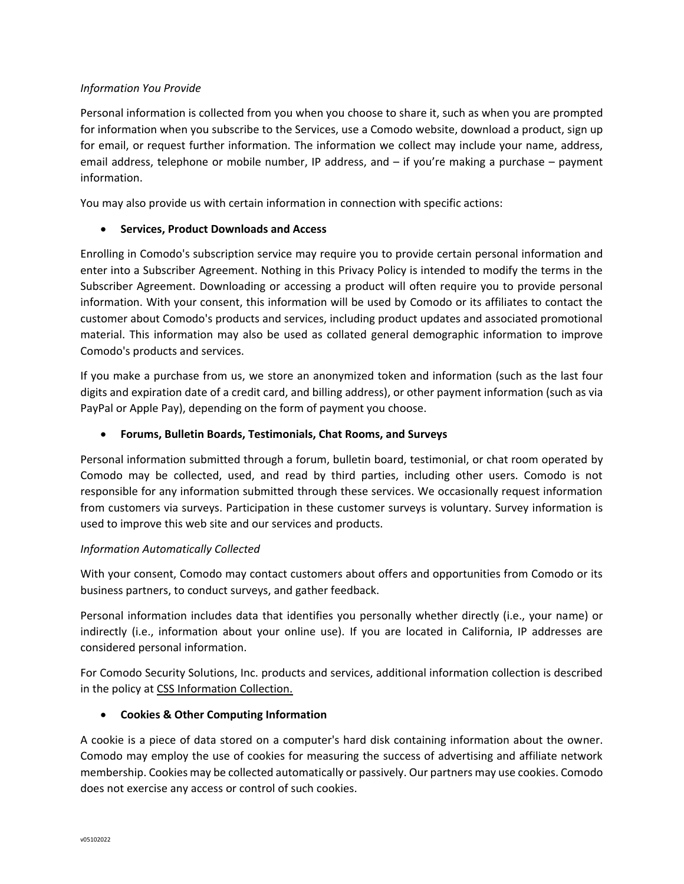*Information You Provide*

Personal information is collected from you when you choose to share it, such as when you are prompted for information when you subscribe to the Services, use a Comodo website, download a product, sign up for email, or request further information. The information we collect may include your name, address, email address, telephone or mobile number, IP address, and – if you're making a purchase – payment information.

You may also provide us with certain information in connection with specific actions:

- **Services, Product Downloads and Access**

Enrolling in Comodo's subscription service may require you to provide certain personal information and enter into a Subscriber Agreement. Nothing in this Privacy Policy is intended to modify the terms in the Subscriber Agreement. Downloading or accessing a product will often require you to provide personal information. With your consent, this information will be used by Comodo or its affiliates to contact the customer about Comodo's products and services, including product updates and associated promotional material. This information may also be used as collated general demographic information to improve Comodo's products and services.

If you make a purchase from us, we store an anonymized token and information (such as the last four digits and expiration date of a credit card, and billing address), or other payment information (such as via PayPal or Apple Pay), depending on the form of payment you choose.

- **Forums, Bulletin Boards, Testimonials, Chat Rooms, and Surveys**

Personal information submitted through a forum, bulletin board, testimonial, or chat room operated by Comodo may be collected, used, and read by third parties, including other users. Comodo is not responsible for any information submitted through these services. We occasionally request information from customers via surveys. Participation in these customer surveys is voluntary. Survey information is used to improve this web site and our services and products.

*Information Automatically Collected*

With your consent, Comodo may contact customers about offers and opportunities from Comodo or its business partners, to conduct surveys, and gather feedback.

Personal information includes data that identifies you personally whether directly (i.e., your name) or indirectly (i.e., information about your online use). If you are located in California, IP addresses are considered personal information.

For Comodo Security Solutions, Inc. products and services, additional information collection is described in the policy at CSS Information Collection.

- **Cookies & Other Computing Information**

A cookie is a piece of data stored on a computer's hard disk containing information about the owner. Comodo may employ the use of cookies for measuring the success of advertising and affiliate network membership. Cookies may be collected automatically or passively. Our partners may use cookies. Comodo does not exercise any access or control of such cookies.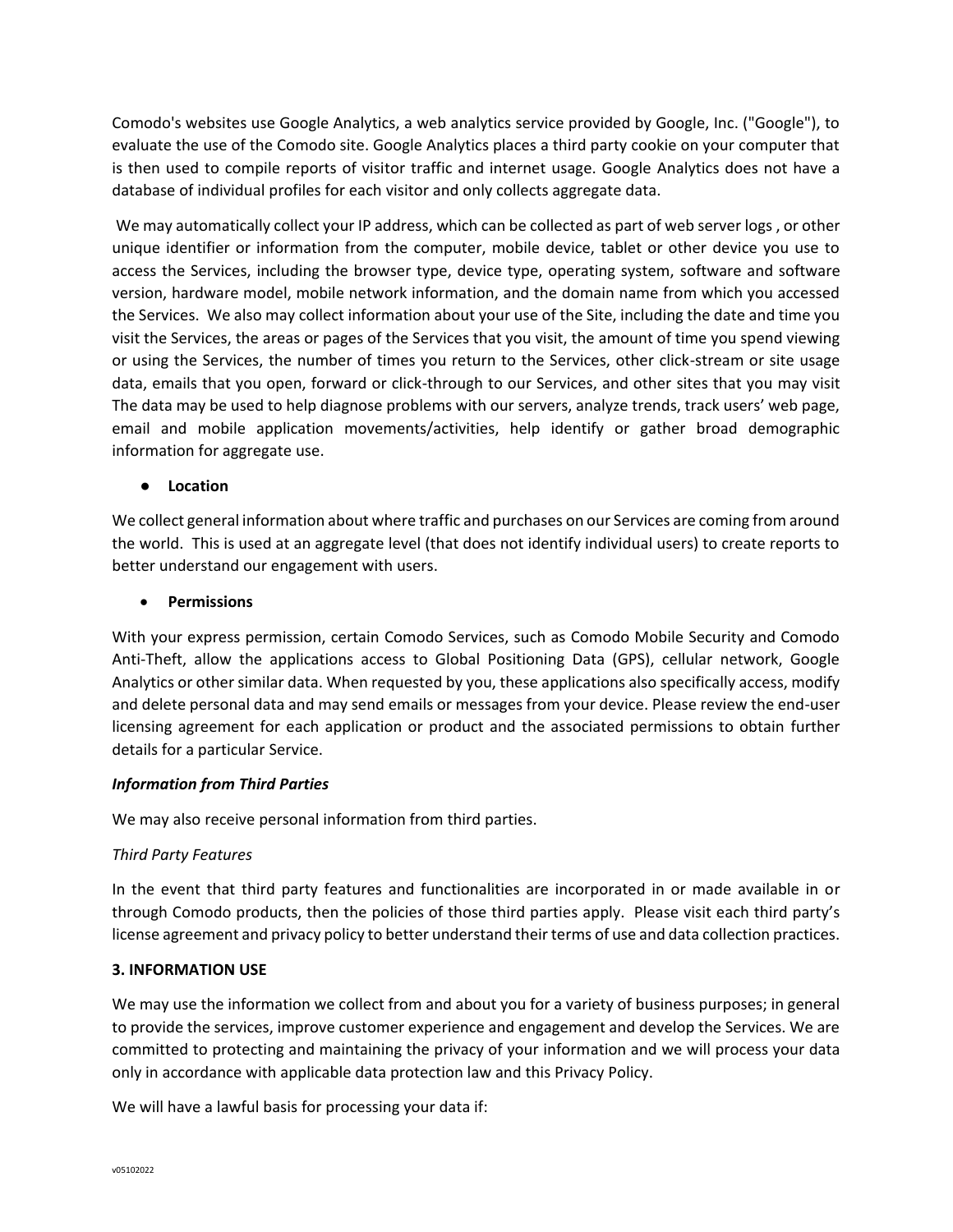Comodo's websites use Google Analytics, a web analytics service provided by Google, Inc. ("Google"), to evaluate the use of the Comodo site. Google Analytics places a third party cookie on your computer that is then used to compile reports of visitor traffic and internet usage. Google Analytics does not have a database of individual profiles for each visitor and only collects aggregate data.

We may automatically collect your IP address, which can be collected as part of web server logs , or other unique identifier or information from the computer, mobile device, tablet or other device you use to access the Services, including the browser type, device type, operating system, software and software version, hardware model, mobile network information, and the domain name from which you accessed the Services. We also may collect information about your use of the Site, including the date and time you visit the Services, the areas or pages of the Services that you visit, the amount of time you spend viewing or using the Services, the number of times you return to the Services, other click-stream or site usage data, emails that you open, forward or click-through to our Services, and other sites that you may visit The data may be used to help diagnose problems with our servers, analyze trends, track users' web page, email and mobile application movements/activities, help identify or gather broad demographic information for aggregate use.

- **Location**

We collect general information about where traffic and purchases on our Services are coming from around the world. This is used at an aggregate level (that does not identify individual users) to create reports to better understand our engagement with users.

- **Permissions**

With your express permission, certain Comodo Services, such as Comodo Mobile Security and Comodo Anti-Theft, allow the applications access to Global Positioning Data (GPS), cellular network, Google Analytics or other similar data. When requested by you, these applications also specifically access, modify and delete personal data and may send emails or messages from your device. Please review the end-user licensing agreement for each application or product and the associated permissions to obtain further details for a particular Service.

***Information from Third Parties***

We may also receive personal information from third parties.

*Third Party Features*

In the event that third party features and functionalities are incorporated in or made available in or through Comodo products, then the policies of those third parties apply. Please visit each third party's license agreement and privacy policy to better understand their terms of use and data collection practices.

**3. INFORMATION USE**

We may use the information we collect from and about you for a variety of business purposes; in general to provide the services, improve customer experience and engagement and develop the Services. We are committed to protecting and maintaining the privacy of your information and we will process your data only in accordance with applicable data protection law and this Privacy Policy.

We will have a lawful basis for processing your data if: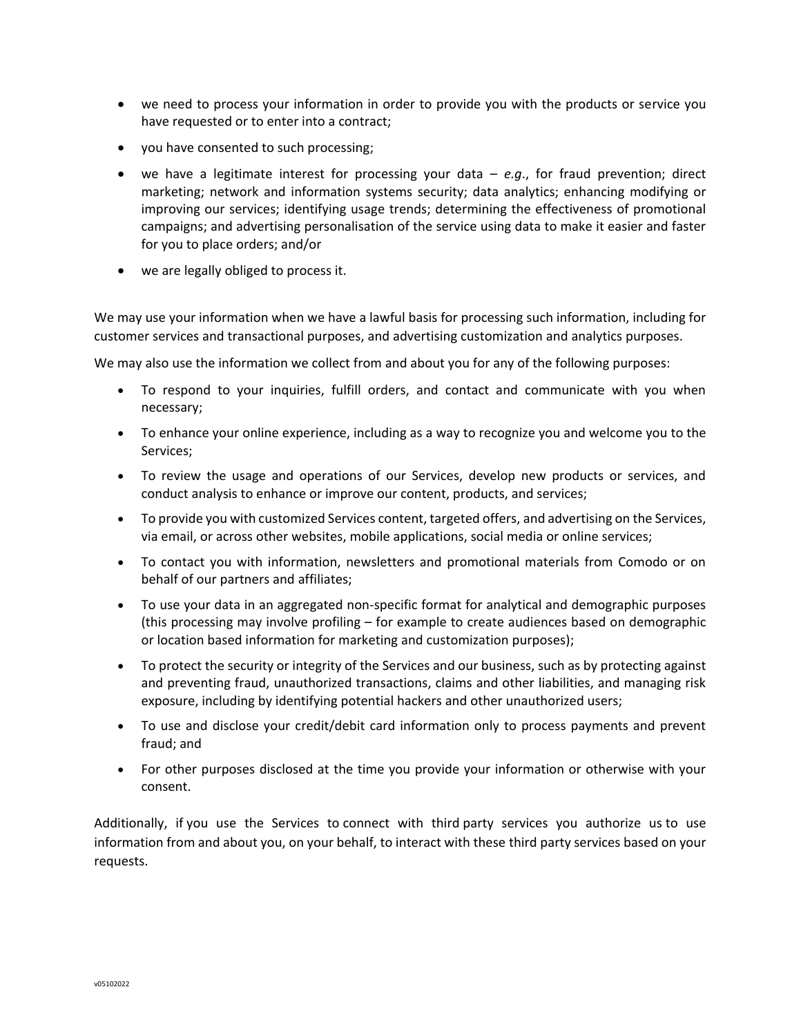- we need to process your information in order to provide you with the products or service you have requested or to enter into a contract;
- you have consented to such processing;
- we have a legitimate interest for processing your data – *e.g*., for fraud prevention; direct marketing; network and information systems security; data analytics; enhancing modifying or improving our services; identifying usage trends; determining the effectiveness of promotional campaigns; and advertising personalisation of the service using data to make it easier and faster for you to place orders; and/or
- we are legally obliged to process it.

We may use your information when we have a lawful basis for processing such information, including for customer services and transactional purposes, and advertising customization and analytics purposes.

We may also use the information we collect from and about you for any of the following purposes:

- To respond to your inquiries, fulfill orders, and contact and communicate with you when necessary;
- To enhance your online experience, including as a way to recognize you and welcome you to the Services;
- To review the usage and operations of our Services, develop new products or services, and conduct analysis to enhance or improve our content, products, and services;
- To provide you with customized Services content, targeted offers, and advertising on the Services, via email, or across other websites, mobile applications, social media or online services;
- To contact you with information, newsletters and promotional materials from Comodo or on behalf of our partners and affiliates;
- To use your data in an aggregated non-specific format for analytical and demographic purposes (this processing may involve profiling – for example to create audiences based on demographic or location based information for marketing and customization purposes);
- To protect the security or integrity of the Services and our business, such as by protecting against and preventing fraud, unauthorized transactions, claims and other liabilities, and managing risk exposure, including by identifying potential hackers and other unauthorized users;
- To use and disclose your credit/debit card information only to process payments and prevent fraud; and
- For other purposes disclosed at the time you provide your information or otherwise with your consent.

Additionally, if you use the Services to connect with third party services you authorize us to use information from and about you, on your behalf, to interact with these third party services based on your requests.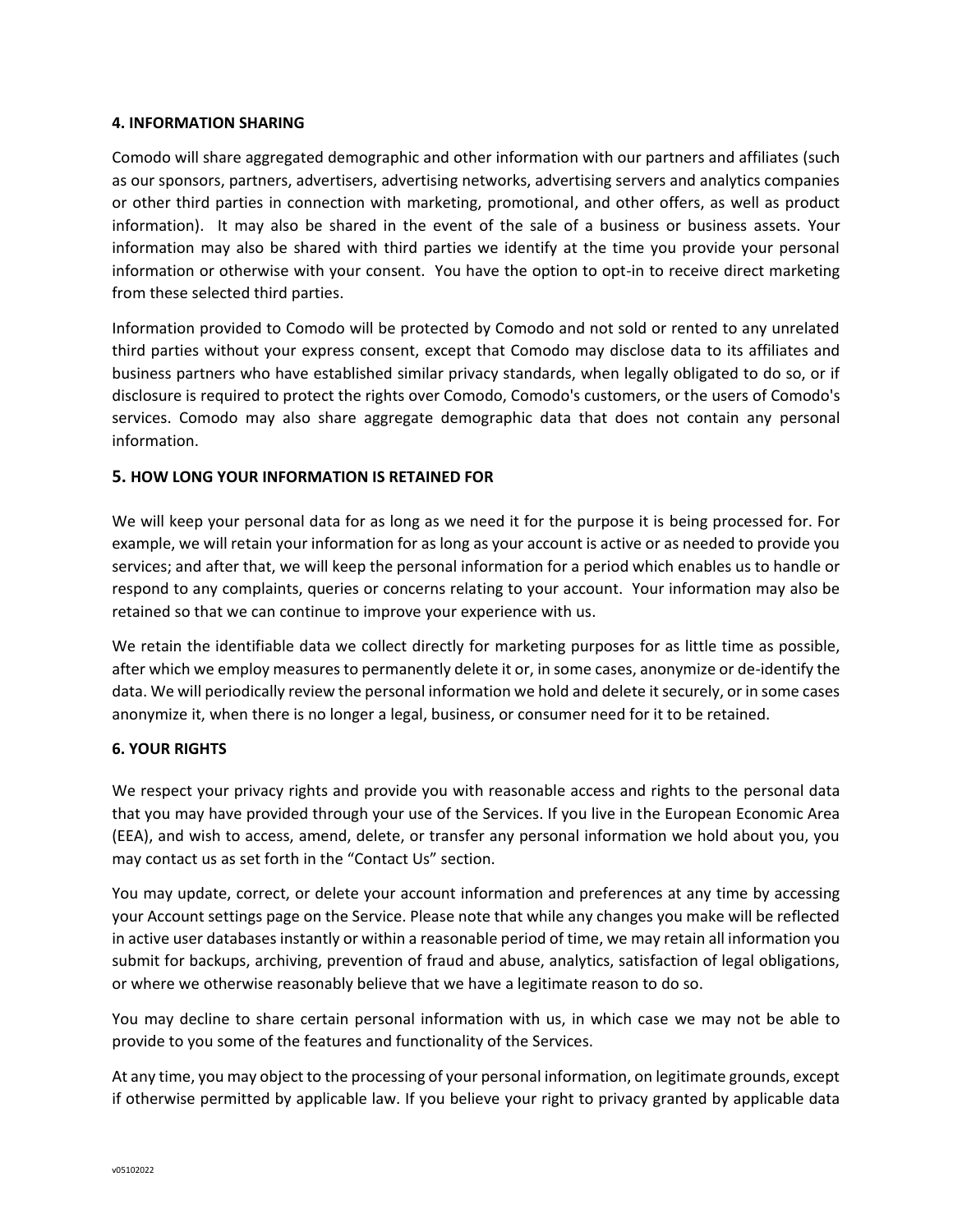**4. INFORMATION SHARING**

Comodo will share aggregated demographic and other information with our partners and affiliates (such as our sponsors, partners, advertisers, advertising networks, advertising servers and analytics companies or other third parties in connection with marketing, promotional, and other offers, as well as product information). It may also be shared in the event of the sale of a business or business assets. Your information may also be shared with third parties we identify at the time you provide your personal information or otherwise with your consent. You have the option to opt-in to receive direct marketing from these selected third parties.

Information provided to Comodo will be protected by Comodo and not sold or rented to any unrelated third parties without your express consent, except that Comodo may disclose data to its affiliates and business partners who have established similar privacy standards, when legally obligated to do so, or if disclosure is required to protect the rights over Comodo, Comodo's customers, or the users of Comodo's services. Comodo may also share aggregate demographic data that does not contain any personal information.

**5. HOW LONG YOUR INFORMATION IS RETAINED FOR**

We will keep your personal data for as long as we need it for the purpose it is being processed for. For example, we will retain your information for as long as your account is active or as needed to provide you services; and after that, we will keep the personal information for a period which enables us to handle or respond to any complaints, queries or concerns relating to your account. Your information may also be retained so that we can continue to improve your experience with us.

We retain the identifiable data we collect directly for marketing purposes for as little time as possible, after which we employ measures to permanently delete it or, in some cases, anonymize or de-identify the data. We will periodically review the personal information we hold and delete it securely, or in some cases anonymize it, when there is no longer a legal, business, or consumer need for it to be retained.

**6. YOUR RIGHTS**

We respect your privacy rights and provide you with reasonable access and rights to the personal data that you may have provided through your use of the Services. If you live in the European Economic Area (EEA), and wish to access, amend, delete, or transfer any personal information we hold about you, you may contact us as set forth in the "Contact Us" section.

You may update, correct, or delete your account information and preferences at any time by accessing your Account settings page on the Service. Please note that while any changes you make will be reflected in active user databases instantly or within a reasonable period of time, we may retain all information you submit for backups, archiving, prevention of fraud and abuse, analytics, satisfaction of legal obligations, or where we otherwise reasonably believe that we have a legitimate reason to do so.

You may decline to share certain personal information with us, in which case we may not be able to provide to you some of the features and functionality of the Services.

At any time, you may object to the processing of your personal information, on legitimate grounds, except if otherwise permitted by applicable law. If you believe your right to privacy granted by applicable data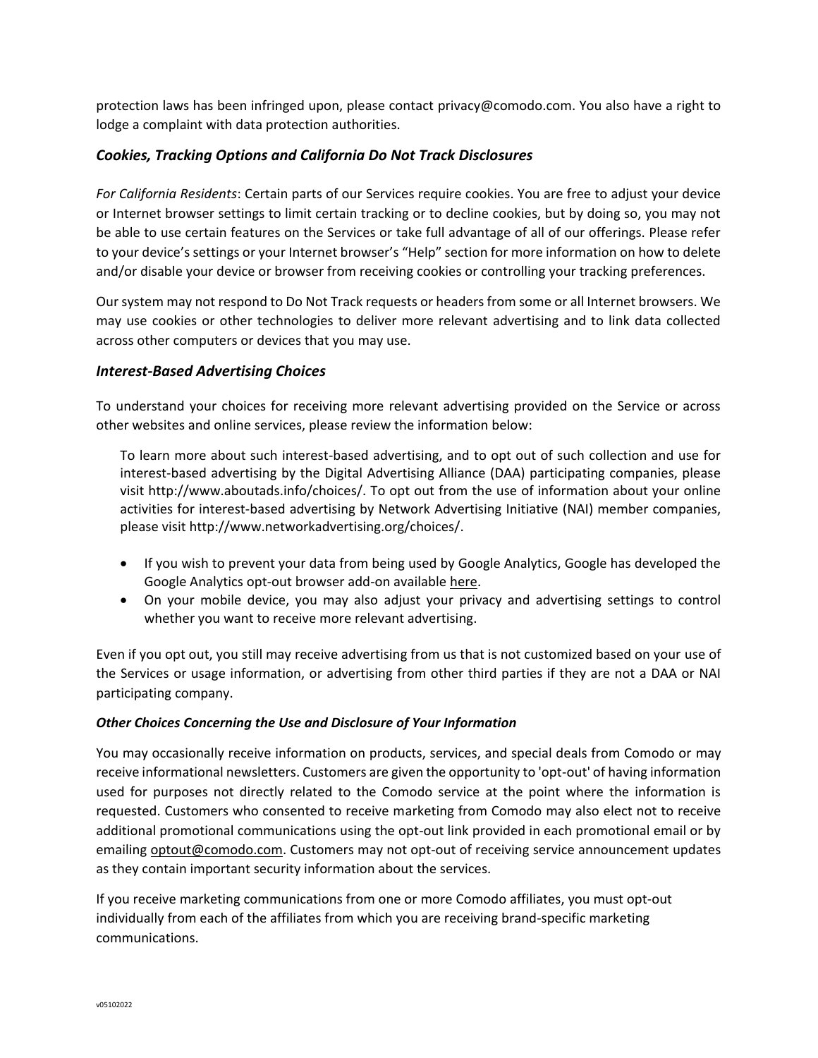protection laws has been infringed upon, please contact privacy@comodo.com. You also have a right to lodge a complaint with data protection authorities.

### *Cookies, Tracking Options and California Do Not Track Disclosures*

*For California Residents*: Certain parts of our Services require cookies. You are free to adjust your device or Internet browser settings to limit certain tracking or to decline cookies, but by doing so, you may not be able to use certain features on the Services or take full advantage of all of our offerings. Please refer to your device's settings or your Internet browser's "Help" section for more information on how to delete and/or disable your device or browser from receiving cookies or controlling your tracking preferences.

Our system may not respond to Do Not Track requests or headers from some or all Internet browsers. We may use cookies or other technologies to deliver more relevant advertising and to link data collected across other computers or devices that you may use.

### *Interest-Based Advertising Choices*

To understand your choices for receiving more relevant advertising provided on the Service or across other websites and online services, please review the information below:

> To learn more about such interest-based advertising, and to opt out of such collection and use for interest-based advertising by the Digital Advertising Alliance (DAA) participating companies, please visit http://www.aboutads.info/choices/. To opt out from the use of information about your online activities for interest-based advertising by Network Advertising Initiative (NAI) member companies, please visit http://www.networkadvertising.org/choices/.

- If you wish to prevent your data from being used by Google Analytics, Google has developed the Google Analytics opt-out browser add-on available here.
- On your mobile device, you may also adjust your privacy and advertising settings to control whether you want to receive more relevant advertising.

Even if you opt out, you still may receive advertising from us that is not customized based on your use of the Services or usage information, or advertising from other third parties if they are not a DAA or NAI participating company.

#### ***Other Choices Concerning the Use and Disclosure of Your Information***

You may occasionally receive information on products, services, and special deals from Comodo or may receive informational newsletters. Customers are given the opportunity to 'opt-out' of having information used for purposes not directly related to the Comodo service at the point where the information is requested. Customers who consented to receive marketing from Comodo may also elect not to receive additional promotional communications using the opt-out link provided in each promotional email or by emailing optout@comodo.com. Customers may not opt-out of receiving service announcement updates as they contain important security information about the services.

If you receive marketing communications from one or more Comodo affiliates, you must opt-out individually from each of the affiliates from which you are receiving brand-specific marketing communications.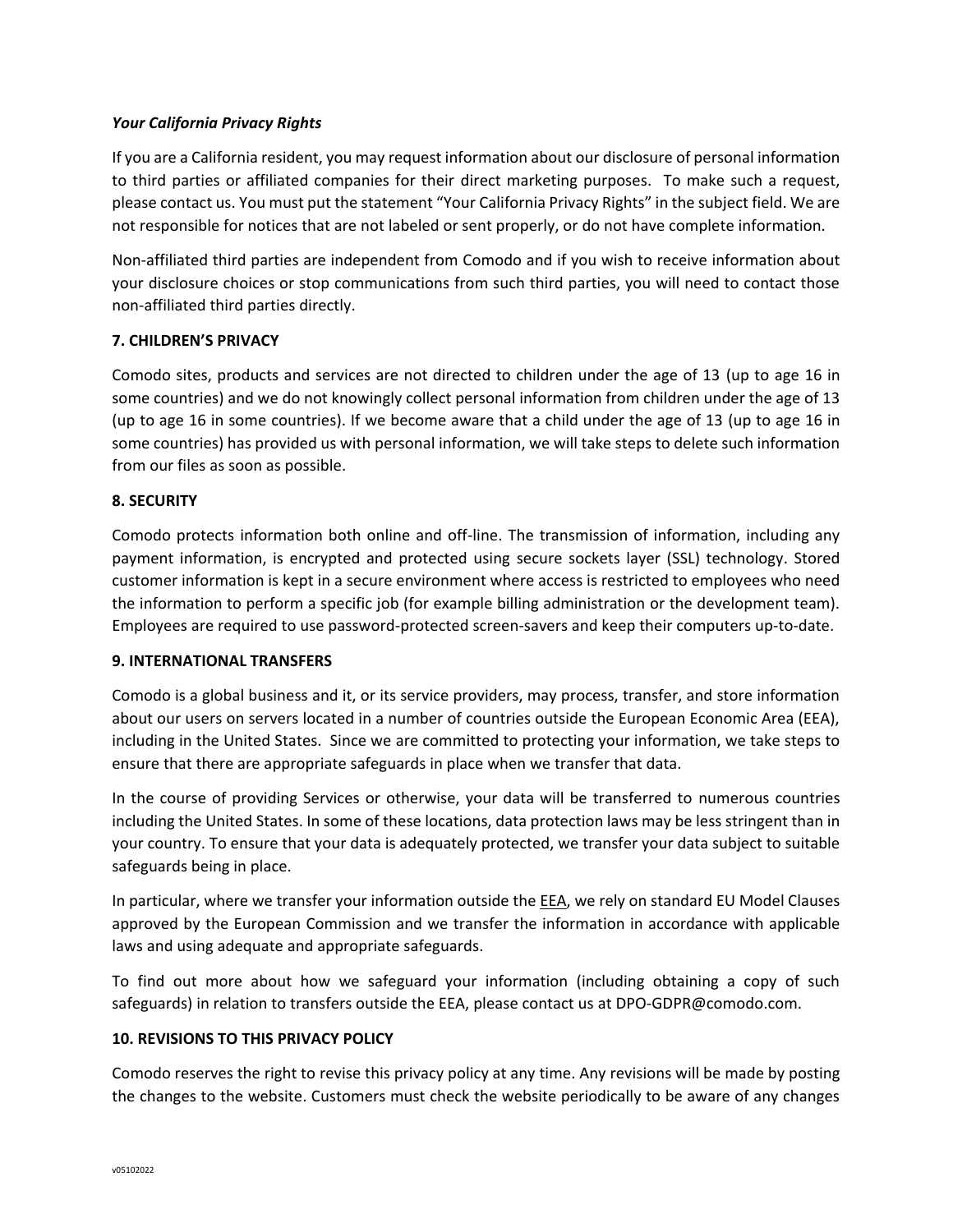***Your California Privacy Rights***

If you are a California resident, you may request information about our disclosure of personal information to third parties or affiliated companies for their direct marketing purposes. To make such a request, please contact us. You must put the statement "Your California Privacy Rights" in the subject field. We are not responsible for notices that are not labeled or sent properly, or do not have complete information.

Non-affiliated third parties are independent from Comodo and if you wish to receive information about your disclosure choices or stop communications from such third parties, you will need to contact those non-affiliated third parties directly.

**7. CHILDREN'S PRIVACY**

Comodo sites, products and services are not directed to children under the age of 13 (up to age 16 in some countries) and we do not knowingly collect personal information from children under the age of 13 (up to age 16 in some countries). If we become aware that a child under the age of 13 (up to age 16 in some countries) has provided us with personal information, we will take steps to delete such information from our files as soon as possible.

**8. SECURITY**

Comodo protects information both online and off-line. The transmission of information, including any payment information, is encrypted and protected using secure sockets layer (SSL) technology. Stored customer information is kept in a secure environment where access is restricted to employees who need the information to perform a specific job (for example billing administration or the development team). Employees are required to use password-protected screen-savers and keep their computers up-to-date.

**9. INTERNATIONAL TRANSFERS**

Comodo is a global business and it, or its service providers, may process, transfer, and store information about our users on servers located in a number of countries outside the European Economic Area (EEA), including in the United States. Since we are committed to protecting your information, we take steps to ensure that there are appropriate safeguards in place when we transfer that data.

In the course of providing Services or otherwise, your data will be transferred to numerous countries including the United States. In some of these locations, data protection laws may be less stringent than in your country. To ensure that your data is adequately protected, we transfer your data subject to suitable safeguards being in place.

In particular, where we transfer your information outside the EEA, we rely on standard EU Model Clauses approved by the European Commission and we transfer the information in accordance with applicable laws and using adequate and appropriate safeguards.

To find out more about how we safeguard your information (including obtaining a copy of such safeguards) in relation to transfers outside the EEA, please contact us at DPO-GDPR@comodo.com.

**10. REVISIONS TO THIS PRIVACY POLICY**

Comodo reserves the right to revise this privacy policy at any time. Any revisions will be made by posting the changes to the website. Customers must check the website periodically to be aware of any changes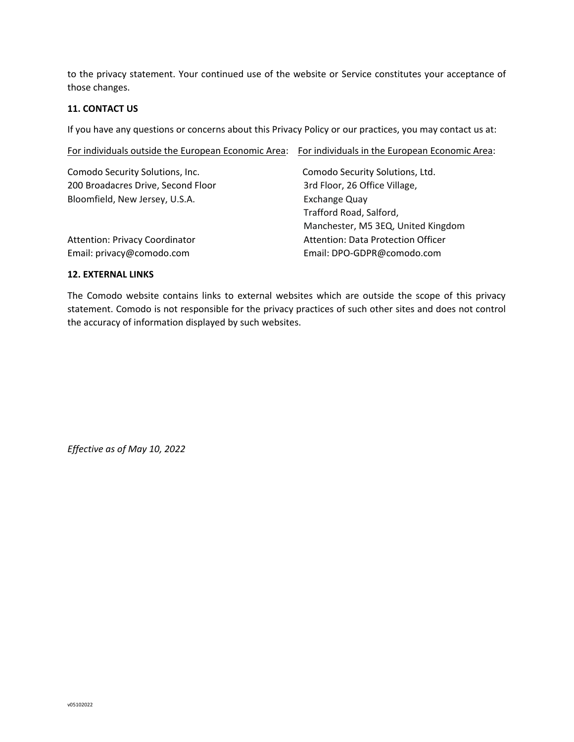to the privacy statement. Your continued use of the website or Service constitutes your acceptance of those changes.

**11. CONTACT US**

If you have any questions or concerns about this Privacy Policy or our practices, you may contact us at:

For individuals outside the European Economic Area:

Comodo Security Solutions, Inc.
200 Broadacres Drive, Second Floor
Bloomfield, New Jersey, U.S.A.

Attention: Privacy Coordinator
Email: privacy@comodo.com

For individuals in the European Economic Area:

Comodo Security Solutions, Ltd.
3rd Floor, 26 Office Village,
Exchange Quay
Trafford Road, Salford,
Manchester, M5 3EQ, United Kingdom
Attention: Data Protection Officer
Email: DPO-GDPR@comodo.com

**12. EXTERNAL LINKS**

The Comodo website contains links to external websites which are outside the scope of this privacy statement. Comodo is not responsible for the privacy practices of such other sites and does not control the accuracy of information displayed by such websites.

*Effective as of May 10, 2022*